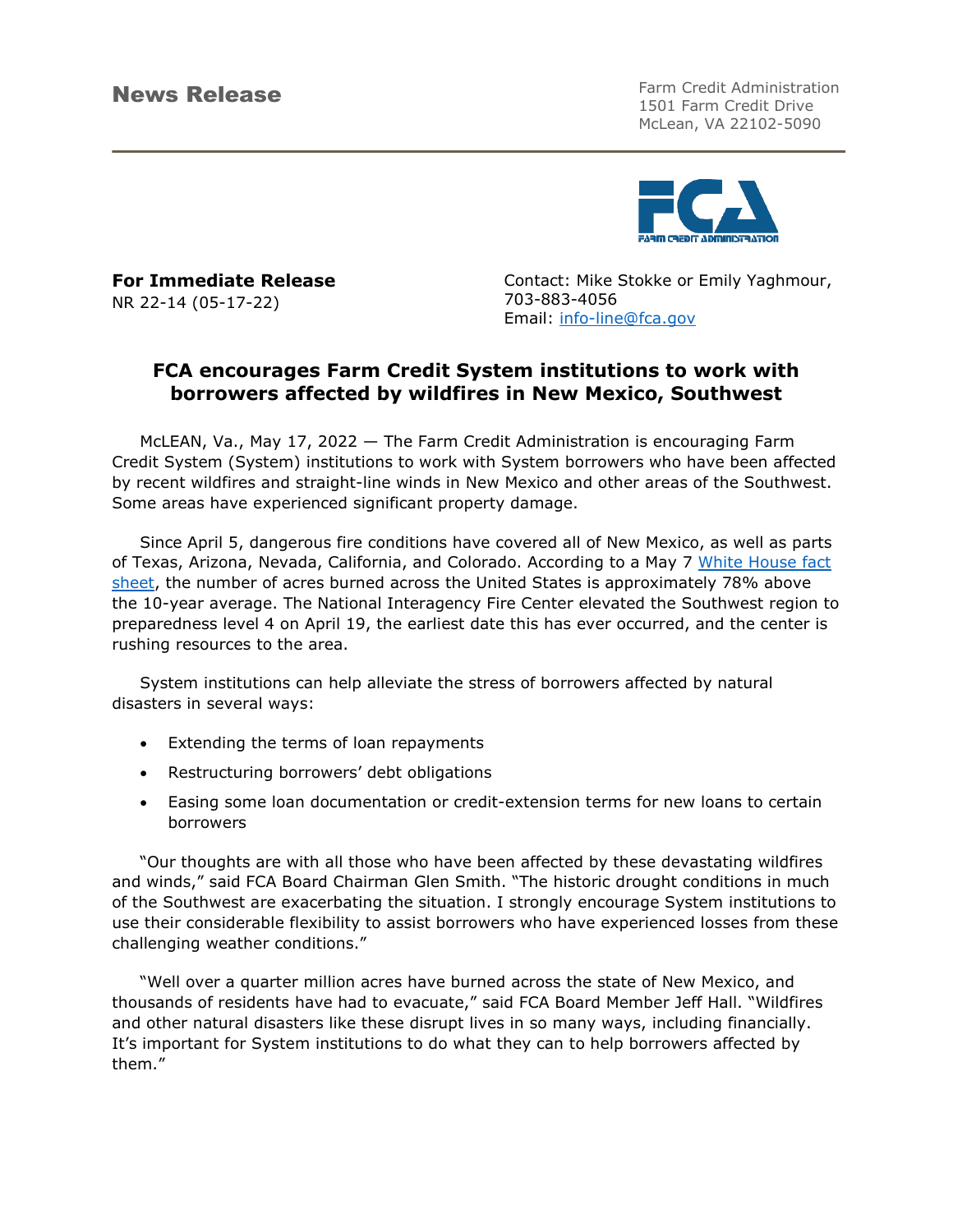**News Release**

Farm Credit Administration
1501 Farm Credit Drive
McLean, VA 22102-5090

**For Immediate Release**
NR 22-14 (05-17-22)

Contact: Mike Stokke or Emily Yaghmour, 703-883-4056
Email: info-line@fca.gov

## FCA encourages Farm Credit System institutions to work with borrowers affected by wildfires in New Mexico, Southwest

McLEAN, Va., May 17, 2022 — The Farm Credit Administration is encouraging Farm Credit System (System) institutions to work with System borrowers who have been affected by recent wildfires and straight-line winds in New Mexico and other areas of the Southwest. Some areas have experienced significant property damage.

Since April 5, dangerous fire conditions have covered all of New Mexico, as well as parts of Texas, Arizona, Nevada, California, and Colorado. According to a May 7 White House fact sheet, the number of acres burned across the United States is approximately 78% above the 10-year average. The National Interagency Fire Center elevated the Southwest region to preparedness level 4 on April 19, the earliest date this has ever occurred, and the center is rushing resources to the area.

System institutions can help alleviate the stress of borrowers affected by natural disasters in several ways:

- Extending the terms of loan repayments
- Restructuring borrowers' debt obligations
- Easing some loan documentation or credit-extension terms for new loans to certain borrowers

"Our thoughts are with all those who have been affected by these devastating wildfires and winds," said FCA Board Chairman Glen Smith. "The historic drought conditions in much of the Southwest are exacerbating the situation. I strongly encourage System institutions to use their considerable flexibility to assist borrowers who have experienced losses from these challenging weather conditions."

"Well over a quarter million acres have burned across the state of New Mexico, and thousands of residents have had to evacuate," said FCA Board Member Jeff Hall. "Wildfires and other natural disasters like these disrupt lives in so many ways, including financially. It's important for System institutions to do what they can to help borrowers affected by them."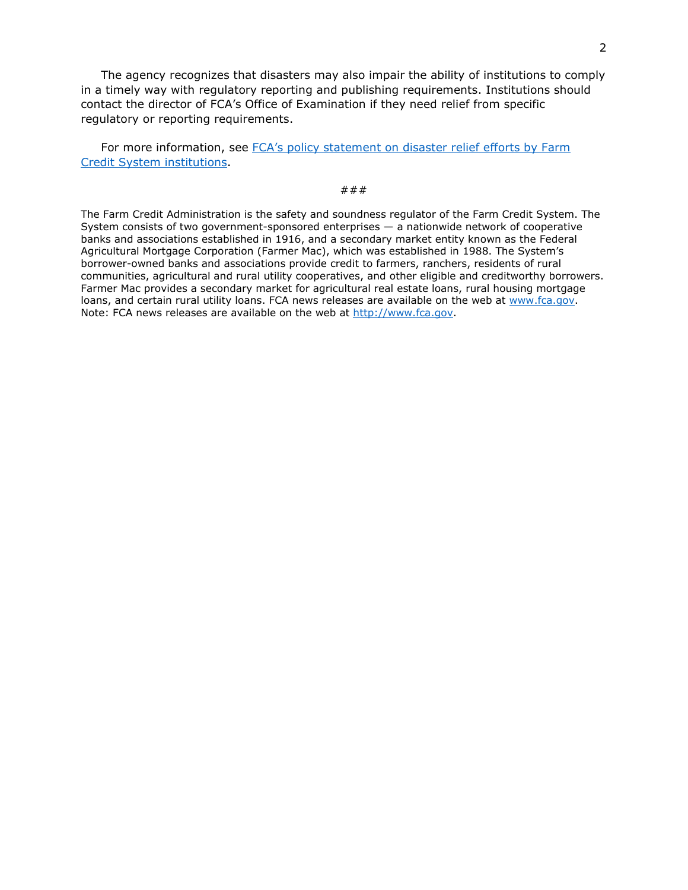The agency recognizes that disasters may also impair the ability of institutions to comply in a timely way with regulatory reporting and publishing requirements. Institutions should contact the director of FCA's Office of Examination if they need relief from specific regulatory or reporting requirements.

For more information, see [FCA's policy statement on disaster relief efforts by Farm Credit System institutions](#).

###

The Farm Credit Administration is the safety and soundness regulator of the Farm Credit System. The System consists of two government-sponsored enterprises — a nationwide network of cooperative banks and associations established in 1916, and a secondary market entity known as the Federal Agricultural Mortgage Corporation (Farmer Mac), which was established in 1988. The System's borrower-owned banks and associations provide credit to farmers, ranchers, residents of rural communities, agricultural and rural utility cooperatives, and other eligible and creditworthy borrowers. Farmer Mac provides a secondary market for agricultural real estate loans, rural housing mortgage loans, and certain rural utility loans. FCA news releases are available on the web at [www.fca.gov](http://www.fca.gov). Note: FCA news releases are available on the web at [http://www.fca.gov](http://www.fca.gov).